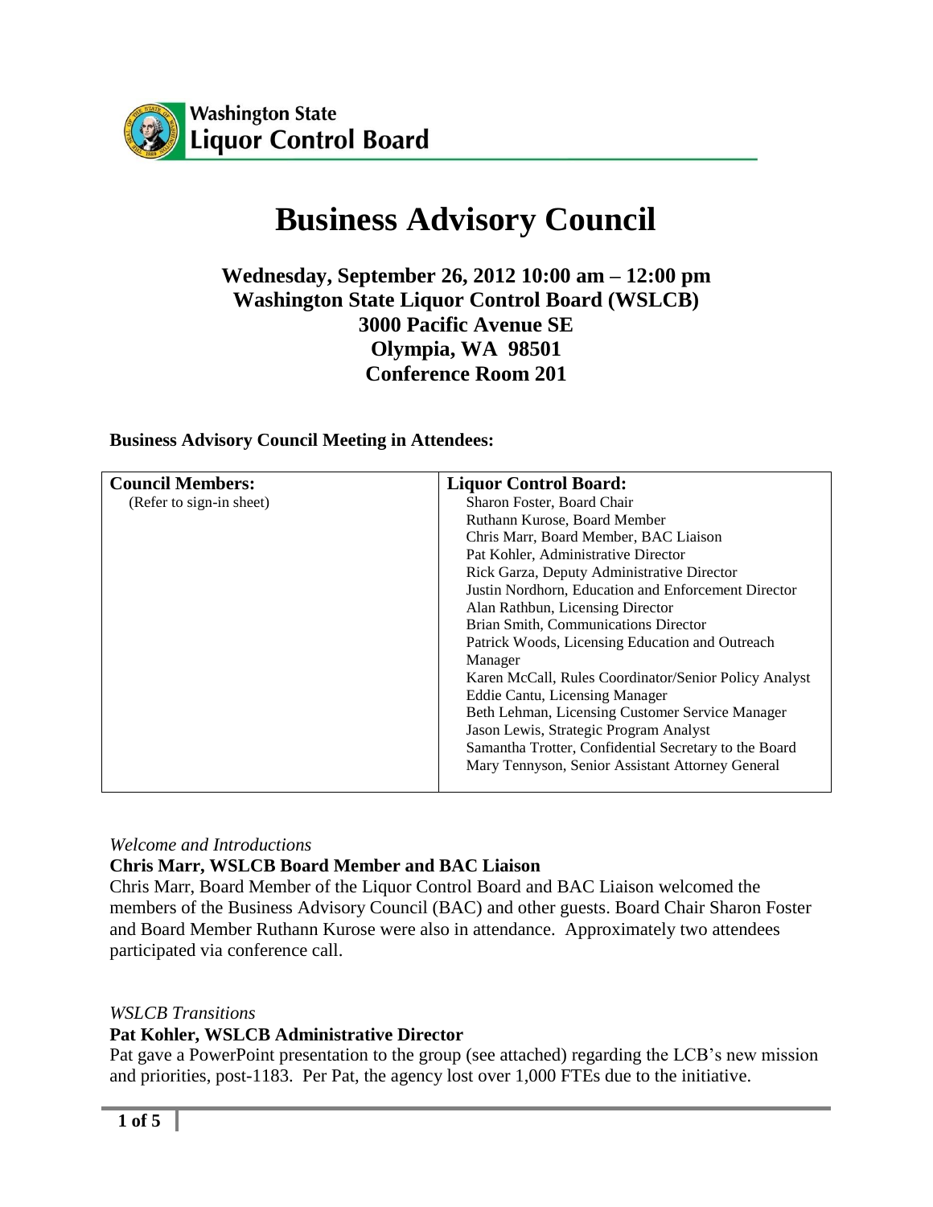Washington State Liquor Control Board

# Business Advisory Council

### Wednesday, September 26, 2012 10:00 am – 12:00 pm
### Washington State Liquor Control Board (WSLCB)
### 3000 Pacific Avenue SE
### Olympia, WA 98501
### Conference Room 201

**Business Advisory Council Meeting in Attendees:**

| **Council Members:** | **Liquor Control Board:** |
|---|---|
| (Refer to sign-in sheet) | Sharon Foster, Board Chair<br>Ruthann Kurose, Board Member<br>Chris Marr, Board Member, BAC Liaison<br>Pat Kohler, Administrative Director<br>Rick Garza, Deputy Administrative Director<br>Justin Nordhorn, Education and Enforcement Director<br>Alan Rathbun, Licensing Director<br>Brian Smith, Communications Director<br>Patrick Woods, Licensing Education and Outreach Manager<br>Karen McCall, Rules Coordinator/Senior Policy Analyst<br>Eddie Cantu, Licensing Manager<br>Beth Lehman, Licensing Customer Service Manager<br>Jason Lewis, Strategic Program Analyst<br>Samantha Trotter, Confidential Secretary to the Board<br>Mary Tennyson, Senior Assistant Attorney General |

*Welcome and Introductions*

**Chris Marr, WSLCB Board Member and BAC Liaison**

Chris Marr, Board Member of the Liquor Control Board and BAC Liaison welcomed the members of the Business Advisory Council (BAC) and other guests. Board Chair Sharon Foster and Board Member Ruthann Kurose were also in attendance. Approximately two attendees participated via conference call.

*WSLCB Transitions*

**Pat Kohler, WSLCB Administrative Director**

Pat gave a PowerPoint presentation to the group (see attached) regarding the LCB's new mission and priorities, post-1183. Per Pat, the agency lost over 1,000 FTEs due to the initiative.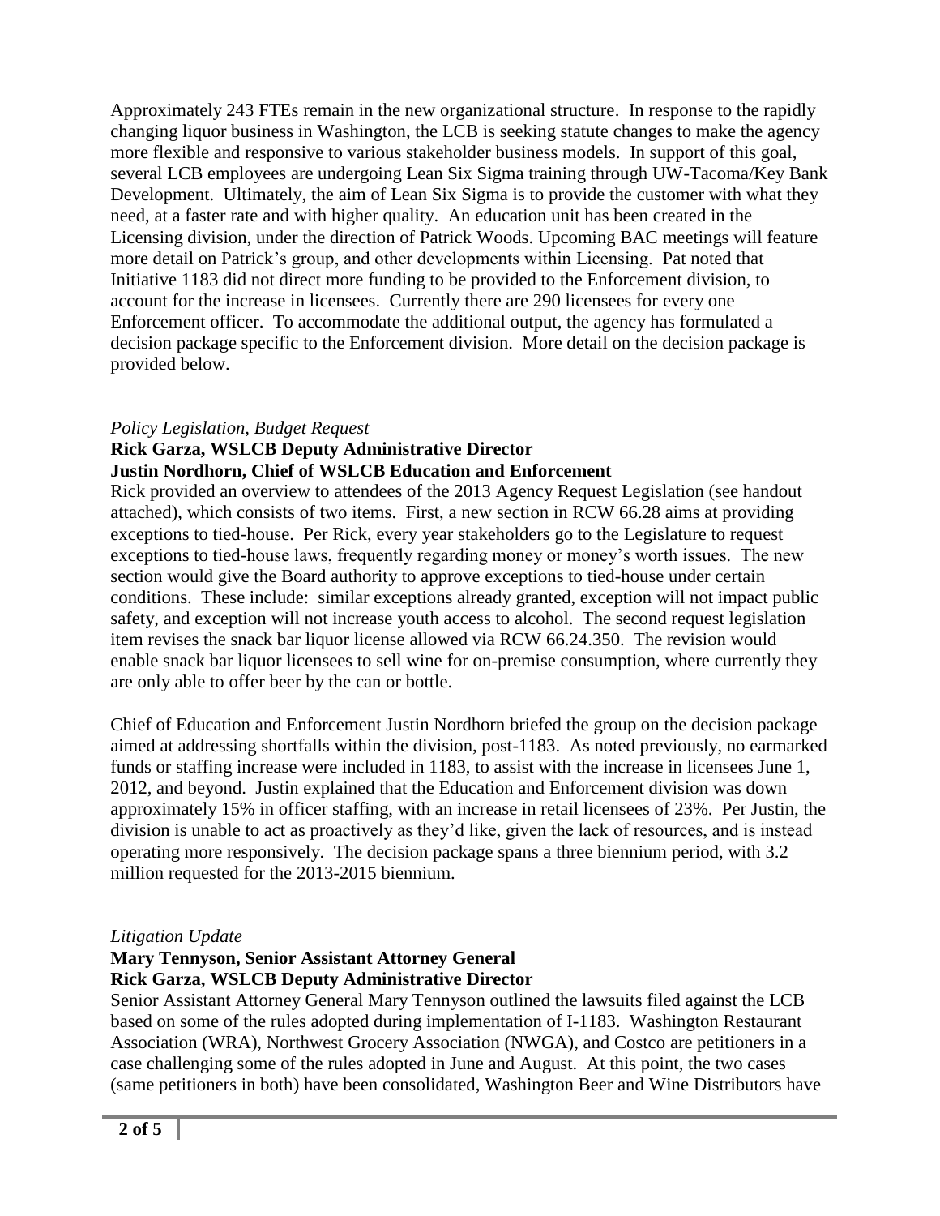Approximately 243 FTEs remain in the new organizational structure. In response to the rapidly changing liquor business in Washington, the LCB is seeking statute changes to make the agency more flexible and responsive to various stakeholder business models. In support of this goal, several LCB employees are undergoing Lean Six Sigma training through UW-Tacoma/Key Bank Development. Ultimately, the aim of Lean Six Sigma is to provide the customer with what they need, at a faster rate and with higher quality. An education unit has been created in the Licensing division, under the direction of Patrick Woods. Upcoming BAC meetings will feature more detail on Patrick's group, and other developments within Licensing. Pat noted that Initiative 1183 did not direct more funding to be provided to the Enforcement division, to account for the increase in licensees. Currently there are 290 licensees for every one Enforcement officer. To accommodate the additional output, the agency has formulated a decision package specific to the Enforcement division. More detail on the decision package is provided below.

*Policy Legislation, Budget Request*

**Rick Garza, WSLCB Deputy Administrative Director**
**Justin Nordhorn, Chief of WSLCB Education and Enforcement**

Rick provided an overview to attendees of the 2013 Agency Request Legislation (see handout attached), which consists of two items. First, a new section in RCW 66.28 aims at providing exceptions to tied-house. Per Rick, every year stakeholders go to the Legislature to request exceptions to tied-house laws, frequently regarding money or money's worth issues. The new section would give the Board authority to approve exceptions to tied-house under certain conditions. These include: similar exceptions already granted, exception will not impact public safety, and exception will not increase youth access to alcohol. The second request legislation item revises the snack bar liquor license allowed via RCW 66.24.350. The revision would enable snack bar liquor licensees to sell wine for on-premise consumption, where currently they are only able to offer beer by the can or bottle.

Chief of Education and Enforcement Justin Nordhorn briefed the group on the decision package aimed at addressing shortfalls within the division, post-1183. As noted previously, no earmarked funds or staffing increase were included in 1183, to assist with the increase in licensees June 1, 2012, and beyond. Justin explained that the Education and Enforcement division was down approximately 15% in officer staffing, with an increase in retail licensees of 23%. Per Justin, the division is unable to act as proactively as they'd like, given the lack of resources, and is instead operating more responsively. The decision package spans a three biennium period, with 3.2 million requested for the 2013-2015 biennium.

*Litigation Update*

**Mary Tennyson, Senior Assistant Attorney General**
**Rick Garza, WSLCB Deputy Administrative Director**

Senior Assistant Attorney General Mary Tennyson outlined the lawsuits filed against the LCB based on some of the rules adopted during implementation of I-1183. Washington Restaurant Association (WRA), Northwest Grocery Association (NWGA), and Costco are petitioners in a case challenging some of the rules adopted in June and August. At this point, the two cases (same petitioners in both) have been consolidated, Washington Beer and Wine Distributors have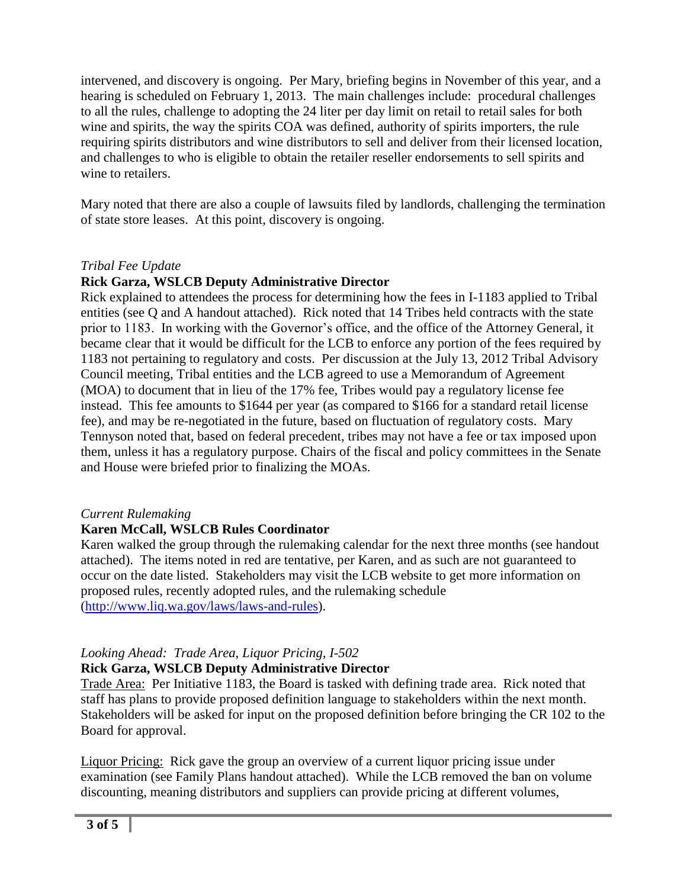intervened, and discovery is ongoing. Per Mary, briefing begins in November of this year, and a hearing is scheduled on February 1, 2013. The main challenges include: procedural challenges to all the rules, challenge to adopting the 24 liter per day limit on retail to retail sales for both wine and spirits, the way the spirits COA was defined, authority of spirits importers, the rule requiring spirits distributors and wine distributors to sell and deliver from their licensed location, and challenges to who is eligible to obtain the retailer reseller endorsements to sell spirits and wine to retailers.

Mary noted that there are also a couple of lawsuits filed by landlords, challenging the termination of state store leases. At this point, discovery is ongoing.

*Tribal Fee Update*

**Rick Garza, WSLCB Deputy Administrative Director**

Rick explained to attendees the process for determining how the fees in I-1183 applied to Tribal entities (see Q and A handout attached). Rick noted that 14 Tribes held contracts with the state prior to 1183. In working with the Governor's office, and the office of the Attorney General, it became clear that it would be difficult for the LCB to enforce any portion of the fees required by 1183 not pertaining to regulatory and costs. Per discussion at the July 13, 2012 Tribal Advisory Council meeting, Tribal entities and the LCB agreed to use a Memorandum of Agreement (MOA) to document that in lieu of the 17% fee, Tribes would pay a regulatory license fee instead. This fee amounts to $1644 per year (as compared to $166 for a standard retail license fee), and may be re-negotiated in the future, based on fluctuation of regulatory costs. Mary Tennyson noted that, based on federal precedent, tribes may not have a fee or tax imposed upon them, unless it has a regulatory purpose. Chairs of the fiscal and policy committees in the Senate and House were briefed prior to finalizing the MOAs.

*Current Rulemaking*

**Karen McCall, WSLCB Rules Coordinator**

Karen walked the group through the rulemaking calendar for the next three months (see handout attached). The items noted in red are tentative, per Karen, and as such are not guaranteed to occur on the date listed. Stakeholders may visit the LCB website to get more information on proposed rules, recently adopted rules, and the rulemaking schedule ([http://www.liq.wa.gov/laws/laws-and-rules](http://www.liq.wa.gov/laws/laws-and-rules)).

*Looking Ahead: Trade Area, Liquor Pricing, I-502*

**Rick Garza, WSLCB Deputy Administrative Director**

Trade Area: Per Initiative 1183, the Board is tasked with defining trade area. Rick noted that staff has plans to provide proposed definition language to stakeholders within the next month. Stakeholders will be asked for input on the proposed definition before bringing the CR 102 to the Board for approval.

Liquor Pricing: Rick gave the group an overview of a current liquor pricing issue under examination (see Family Plans handout attached). While the LCB removed the ban on volume discounting, meaning distributors and suppliers can provide pricing at different volumes,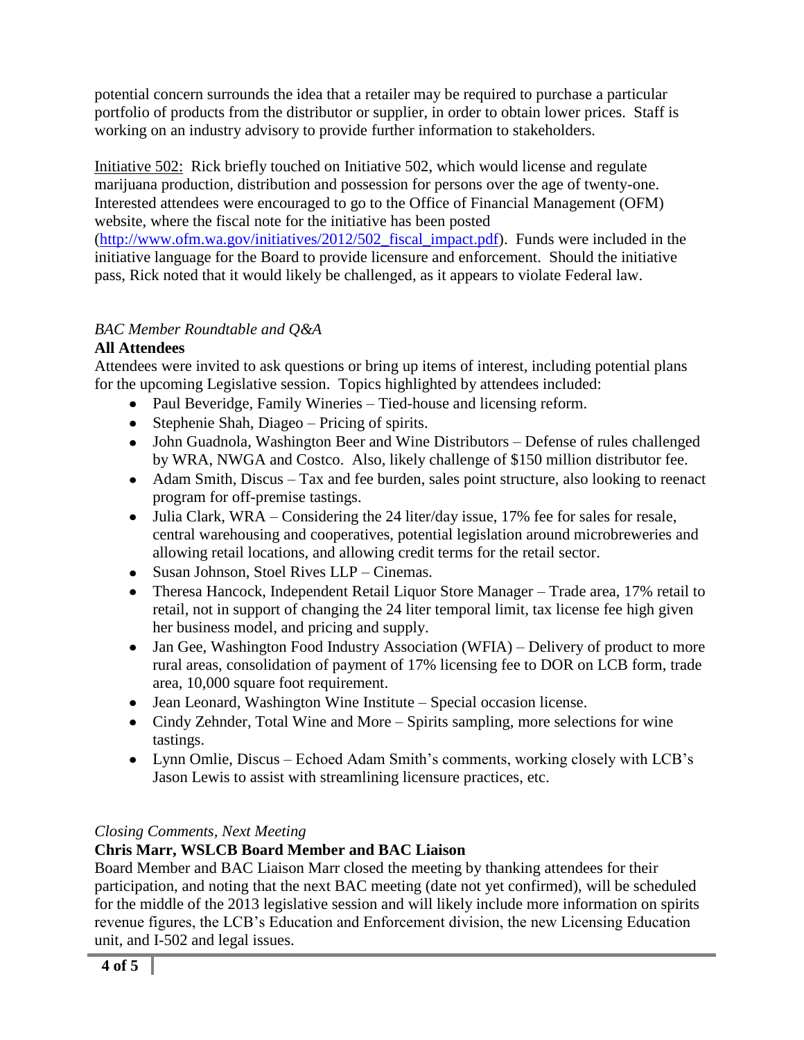potential concern surrounds the idea that a retailer may be required to purchase a particular portfolio of products from the distributor or supplier, in order to obtain lower prices. Staff is working on an industry advisory to provide further information to stakeholders.

Initiative 502: Rick briefly touched on Initiative 502, which would license and regulate marijuana production, distribution and possession for persons over the age of twenty-one. Interested attendees were encouraged to go to the Office of Financial Management (OFM) website, where the fiscal note for the initiative has been posted (http://www.ofm.wa.gov/initiatives/2012/502_fiscal_impact.pdf). Funds were included in the initiative language for the Board to provide licensure and enforcement. Should the initiative pass, Rick noted that it would likely be challenged, as it appears to violate Federal law.

*BAC Member Roundtable and Q&A*

**All Attendees**

Attendees were invited to ask questions or bring up items of interest, including potential plans for the upcoming Legislative session. Topics highlighted by attendees included:

- Paul Beveridge, Family Wineries – Tied-house and licensing reform.
- Stephenie Shah, Diageo – Pricing of spirits.
- John Guadnola, Washington Beer and Wine Distributors – Defense of rules challenged by WRA, NWGA and Costco. Also, likely challenge of $150 million distributor fee.
- Adam Smith, Discus – Tax and fee burden, sales point structure, also looking to reenact program for off-premise tastings.
- Julia Clark, WRA – Considering the 24 liter/day issue, 17% fee for sales for resale, central warehousing and cooperatives, potential legislation around microbreweries and allowing retail locations, and allowing credit terms for the retail sector.
- Susan Johnson, Stoel Rives LLP – Cinemas.
- Theresa Hancock, Independent Retail Liquor Store Manager – Trade area, 17% retail to retail, not in support of changing the 24 liter temporal limit, tax license fee high given her business model, and pricing and supply.
- Jan Gee, Washington Food Industry Association (WFIA) – Delivery of product to more rural areas, consolidation of payment of 17% licensing fee to DOR on LCB form, trade area, 10,000 square foot requirement.
- Jean Leonard, Washington Wine Institute – Special occasion license.
- Cindy Zehnder, Total Wine and More – Spirits sampling, more selections for wine tastings.
- Lynn Omlie, Discus – Echoed Adam Smith's comments, working closely with LCB's Jason Lewis to assist with streamlining licensure practices, etc.

*Closing Comments, Next Meeting*

**Chris Marr, WSLCB Board Member and BAC Liaison**

Board Member and BAC Liaison Marr closed the meeting by thanking attendees for their participation, and noting that the next BAC meeting (date not yet confirmed), will be scheduled for the middle of the 2013 legislative session and will likely include more information on spirits revenue figures, the LCB's Education and Enforcement division, the new Licensing Education unit, and I-502 and legal issues.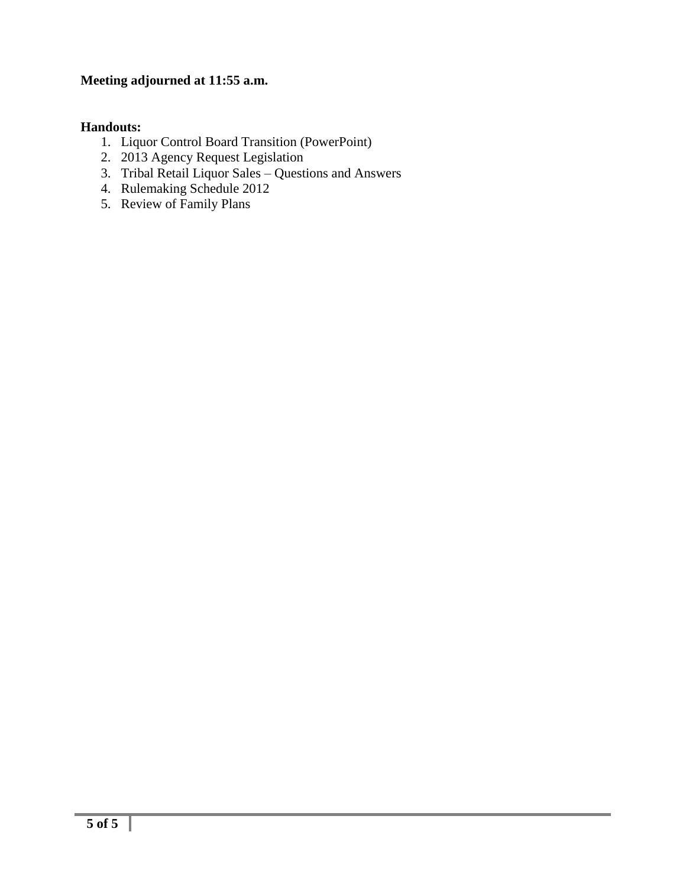**Meeting adjourned at 11:55 a.m.**

**Handouts:**

1. Liquor Control Board Transition (PowerPoint)
2. 2013 Agency Request Legislation
3. Tribal Retail Liquor Sales – Questions and Answers
4. Rulemaking Schedule 2012
5. Review of Family Plans